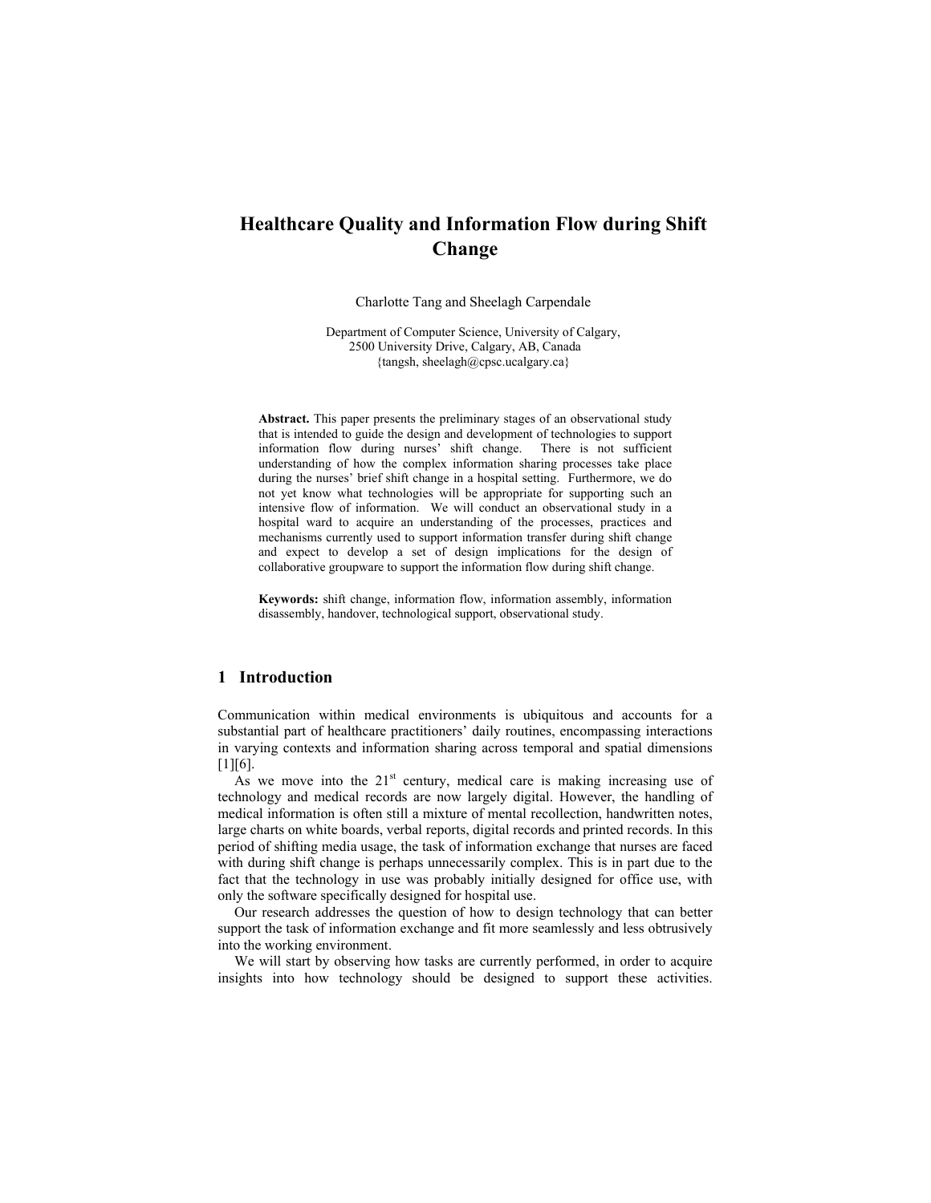# Healthcare Quality and Information Flow during Shift Change

Charlotte Tang and Sheelagh Carpendale

Department of Computer Science, University of Calgary,
2500 University Drive, Calgary, AB, Canada
{tangsh, sheelagh@cpsc.ucalgary.ca}

**Abstract.** This paper presents the preliminary stages of an observational study that is intended to guide the design and development of technologies to support information flow during nurses' shift change. There is not sufficient understanding of how the complex information sharing processes take place during the nurses' brief shift change in a hospital setting. Furthermore, we do not yet know what technologies will be appropriate for supporting such an intensive flow of information. We will conduct an observational study in a hospital ward to acquire an understanding of the processes, practices and mechanisms currently used to support information transfer during shift change and expect to develop a set of design implications for the design of collaborative groupware to support the information flow during shift change.

**Keywords:** shift change, information flow, information assembly, information disassembly, handover, technological support, observational study.

## 1 Introduction

Communication within medical environments is ubiquitous and accounts for a substantial part of healthcare practitioners' daily routines, encompassing interactions in varying contexts and information sharing across temporal and spatial dimensions [1][6].

As we move into the 21st century, medical care is making increasing use of technology and medical records are now largely digital. However, the handling of medical information is often still a mixture of mental recollection, handwritten notes, large charts on white boards, verbal reports, digital records and printed records. In this period of shifting media usage, the task of information exchange that nurses are faced with during shift change is perhaps unnecessarily complex. This is in part due to the fact that the technology in use was probably initially designed for office use, with only the software specifically designed for hospital use.

Our research addresses the question of how to design technology that can better support the task of information exchange and fit more seamlessly and less obtrusively into the working environment.

We will start by observing how tasks are currently performed, in order to acquire insights into how technology should be designed to support these activities.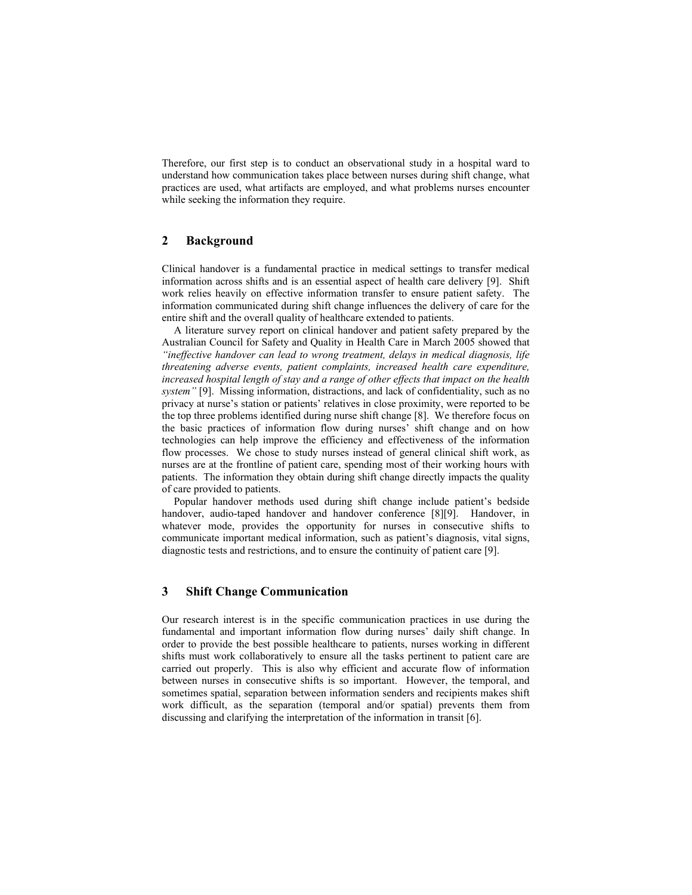Therefore, our first step is to conduct an observational study in a hospital ward to understand how communication takes place between nurses during shift change, what practices are used, what artifacts are employed, and what problems nurses encounter while seeking the information they require.

## 2 Background

Clinical handover is a fundamental practice in medical settings to transfer medical information across shifts and is an essential aspect of health care delivery [9]. Shift work relies heavily on effective information transfer to ensure patient safety. The information communicated during shift change influences the delivery of care for the entire shift and the overall quality of healthcare extended to patients.

A literature survey report on clinical handover and patient safety prepared by the Australian Council for Safety and Quality in Health Care in March 2005 showed that *"ineffective handover can lead to wrong treatment, delays in medical diagnosis, life threatening adverse events, patient complaints, increased health care expenditure, increased hospital length of stay and a range of other effects that impact on the health system"* [9]. Missing information, distractions, and lack of confidentiality, such as no privacy at nurse's station or patients' relatives in close proximity, were reported to be the top three problems identified during nurse shift change [8]. We therefore focus on the basic practices of information flow during nurses' shift change and on how technologies can help improve the efficiency and effectiveness of the information flow processes. We chose to study nurses instead of general clinical shift work, as nurses are at the frontline of patient care, spending most of their working hours with patients. The information they obtain during shift change directly impacts the quality of care provided to patients.

Popular handover methods used during shift change include patient's bedside handover, audio-taped handover and handover conference [8][9]. Handover, in whatever mode, provides the opportunity for nurses in consecutive shifts to communicate important medical information, such as patient's diagnosis, vital signs, diagnostic tests and restrictions, and to ensure the continuity of patient care [9].

## 3 Shift Change Communication

Our research interest is in the specific communication practices in use during the fundamental and important information flow during nurses' daily shift change. In order to provide the best possible healthcare to patients, nurses working in different shifts must work collaboratively to ensure all the tasks pertinent to patient care are carried out properly. This is also why efficient and accurate flow of information between nurses in consecutive shifts is so important. However, the temporal, and sometimes spatial, separation between information senders and recipients makes shift work difficult, as the separation (temporal and/or spatial) prevents them from discussing and clarifying the interpretation of the information in transit [6].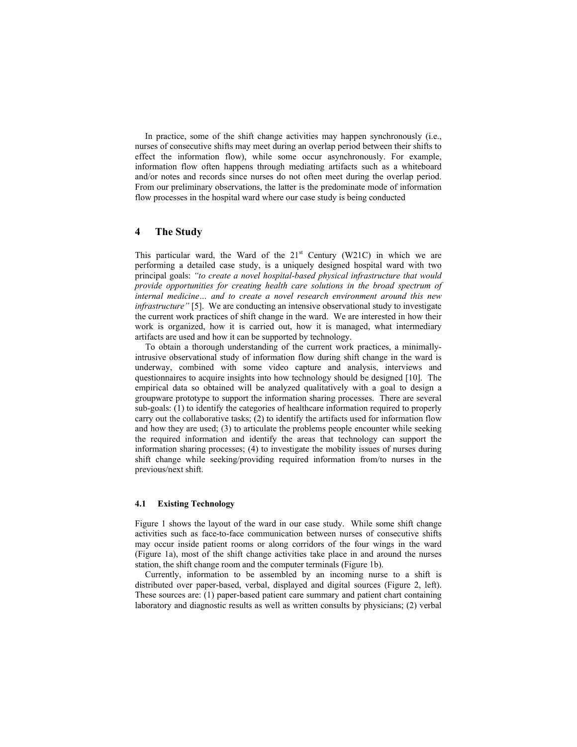In practice, some of the shift change activities may happen synchronously (i.e., nurses of consecutive shifts may meet during an overlap period between their shifts to effect the information flow), while some occur asynchronously. For example, information flow often happens through mediating artifacts such as a whiteboard and/or notes and records since nurses do not often meet during the overlap period. From our preliminary observations, the latter is the predominate mode of information flow processes in the hospital ward where our case study is being conducted

## 4 The Study

This particular ward, the Ward of the 21st Century (W21C) in which we are performing a detailed case study, is a uniquely designed hospital ward with two principal goals: *"to create a novel hospital-based physical infrastructure that would provide opportunities for creating health care solutions in the broad spectrum of internal medicine… and to create a novel research environment around this new infrastructure"* [5]. We are conducting an intensive observational study to investigate the current work practices of shift change in the ward. We are interested in how their work is organized, how it is carried out, how it is managed, what intermediary artifacts are used and how it can be supported by technology.

To obtain a thorough understanding of the current work practices, a minimally-intrusive observational study of information flow during shift change in the ward is underway, combined with some video capture and analysis, interviews and questionnaires to acquire insights into how technology should be designed [10]. The empirical data so obtained will be analyzed qualitatively with a goal to design a groupware prototype to support the information sharing processes. There are several sub-goals: (1) to identify the categories of healthcare information required to properly carry out the collaborative tasks; (2) to identify the artifacts used for information flow and how they are used; (3) to articulate the problems people encounter while seeking the required information and identify the areas that technology can support the information sharing processes; (4) to investigate the mobility issues of nurses during shift change while seeking/providing required information from/to nurses in the previous/next shift.

### 4.1 Existing Technology

Figure 1 shows the layout of the ward in our case study. While some shift change activities such as face-to-face communication between nurses of consecutive shifts may occur inside patient rooms or along corridors of the four wings in the ward (Figure 1a), most of the shift change activities take place in and around the nurses station, the shift change room and the computer terminals (Figure 1b).

Currently, information to be assembled by an incoming nurse to a shift is distributed over paper-based, verbal, displayed and digital sources (Figure 2, left). These sources are: (1) paper-based patient care summary and patient chart containing laboratory and diagnostic results as well as written consults by physicians; (2) verbal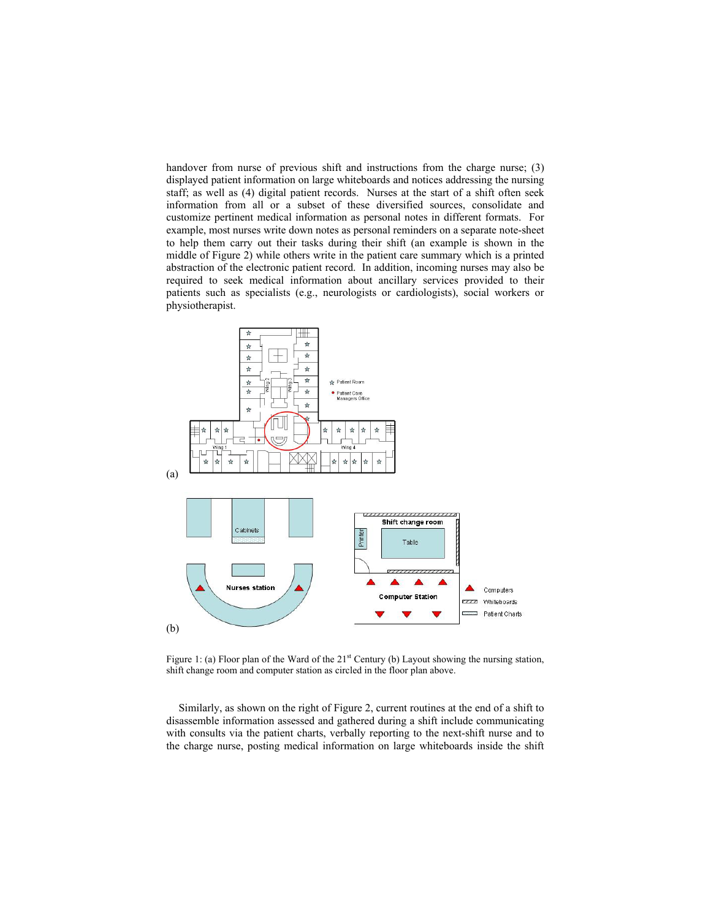handover from nurse of previous shift and instructions from the charge nurse; (3) displayed patient information on large whiteboards and notices addressing the nursing staff; as well as (4) digital patient records. Nurses at the start of a shift often seek information from all or a subset of these diversified sources, consolidate and customize pertinent medical information as personal notes in different formats. For example, most nurses write down notes as personal reminders on a separate note-sheet to help them carry out their tasks during their shift (an example is shown in the middle of Figure 2) while others write in the patient care summary which is a printed abstraction of the electronic patient record. In addition, incoming nurses may also be required to seek medical information about ancillary services provided to their patients such as specialists (e.g., neurologists or cardiologists), social workers or physiotherapist.

Figure 1: (a) Floor plan of the Ward of the 21st Century (b) Layout showing the nursing station, shift change room and computer station as circled in the floor plan above.

Similarly, as shown on the right of Figure 2, current routines at the end of a shift to disassemble information assessed and gathered during a shift include communicating with consults via the patient charts, verbally reporting to the next-shift nurse and to the charge nurse, posting medical information on large whiteboards inside the shift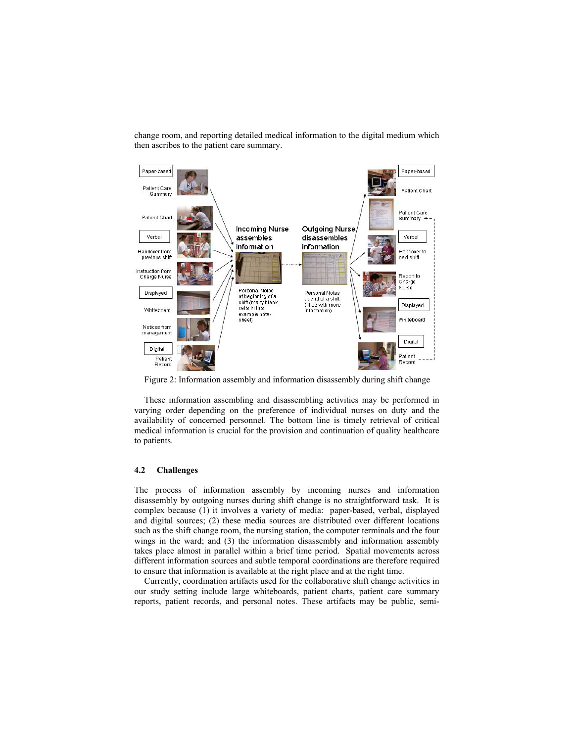change room, and reporting detailed medical information to the digital medium which then ascribes to the patient care summary.

Figure 2: Information assembly and information disassembly during shift change

These information assembling and disassembling activities may be performed in varying order depending on the preference of individual nurses on duty and the availability of concerned personnel. The bottom line is timely retrieval of critical medical information is crucial for the provision and continuation of quality healthcare to patients.

### 4.2 Challenges

The process of information assembly by incoming nurses and information disassembly by outgoing nurses during shift change is no straightforward task. It is complex because (1) it involves a variety of media: paper-based, verbal, displayed and digital sources; (2) these media sources are distributed over different locations such as the shift change room, the nursing station, the computer terminals and the four wings in the ward; and (3) the information disassembly and information assembly takes place almost in parallel within a brief time period. Spatial movements across different information sources and subtle temporal coordinations are therefore required to ensure that information is available at the right place and at the right time.

Currently, coordination artifacts used for the collaborative shift change activities in our study setting include large whiteboards, patient charts, patient care summary reports, patient records, and personal notes. These artifacts may be public, semi-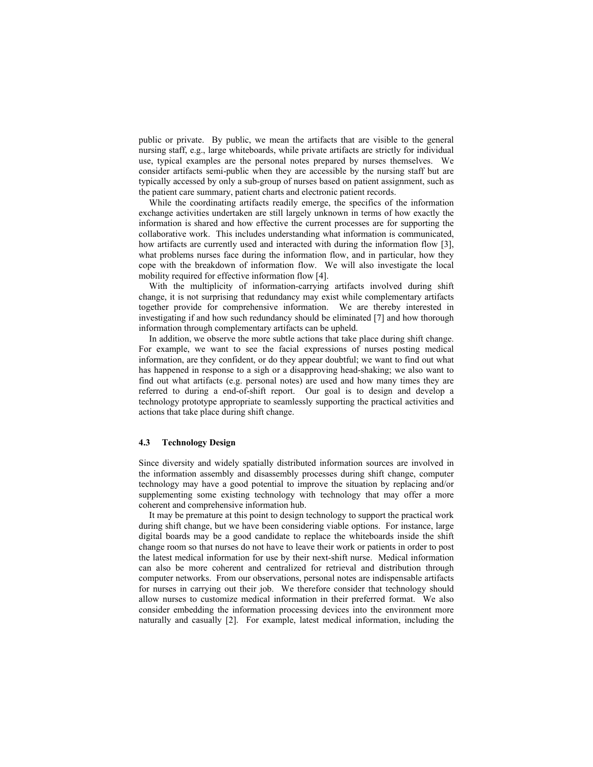public or private. By public, we mean the artifacts that are visible to the general nursing staff, e.g., large whiteboards, while private artifacts are strictly for individual use, typical examples are the personal notes prepared by nurses themselves. We consider artifacts semi-public when they are accessible by the nursing staff but are typically accessed by only a sub-group of nurses based on patient assignment, such as the patient care summary, patient charts and electronic patient records.

While the coordinating artifacts readily emerge, the specifics of the information exchange activities undertaken are still largely unknown in terms of how exactly the information is shared and how effective the current processes are for supporting the collaborative work. This includes understanding what information is communicated, how artifacts are currently used and interacted with during the information flow [3], what problems nurses face during the information flow, and in particular, how they cope with the breakdown of information flow. We will also investigate the local mobility required for effective information flow [4].

With the multiplicity of information-carrying artifacts involved during shift change, it is not surprising that redundancy may exist while complementary artifacts together provide for comprehensive information. We are thereby interested in investigating if and how such redundancy should be eliminated [7] and how thorough information through complementary artifacts can be upheld.

In addition, we observe the more subtle actions that take place during shift change. For example, we want to see the facial expressions of nurses posting medical information, are they confident, or do they appear doubtful; we want to find out what has happened in response to a sigh or a disapproving head-shaking; we also want to find out what artifacts (e.g. personal notes) are used and how many times they are referred to during a end-of-shift report. Our goal is to design and develop a technology prototype appropriate to seamlessly supporting the practical activities and actions that take place during shift change.

### 4.3 Technology Design

Since diversity and widely spatially distributed information sources are involved in the information assembly and disassembly processes during shift change, computer technology may have a good potential to improve the situation by replacing and/or supplementing some existing technology with technology that may offer a more coherent and comprehensive information hub.

It may be premature at this point to design technology to support the practical work during shift change, but we have been considering viable options. For instance, large digital boards may be a good candidate to replace the whiteboards inside the shift change room so that nurses do not have to leave their work or patients in order to post the latest medical information for use by their next-shift nurse. Medical information can also be more coherent and centralized for retrieval and distribution through computer networks. From our observations, personal notes are indispensable artifacts for nurses in carrying out their job. We therefore consider that technology should allow nurses to customize medical information in their preferred format. We also consider embedding the information processing devices into the environment more naturally and casually [2]. For example, latest medical information, including the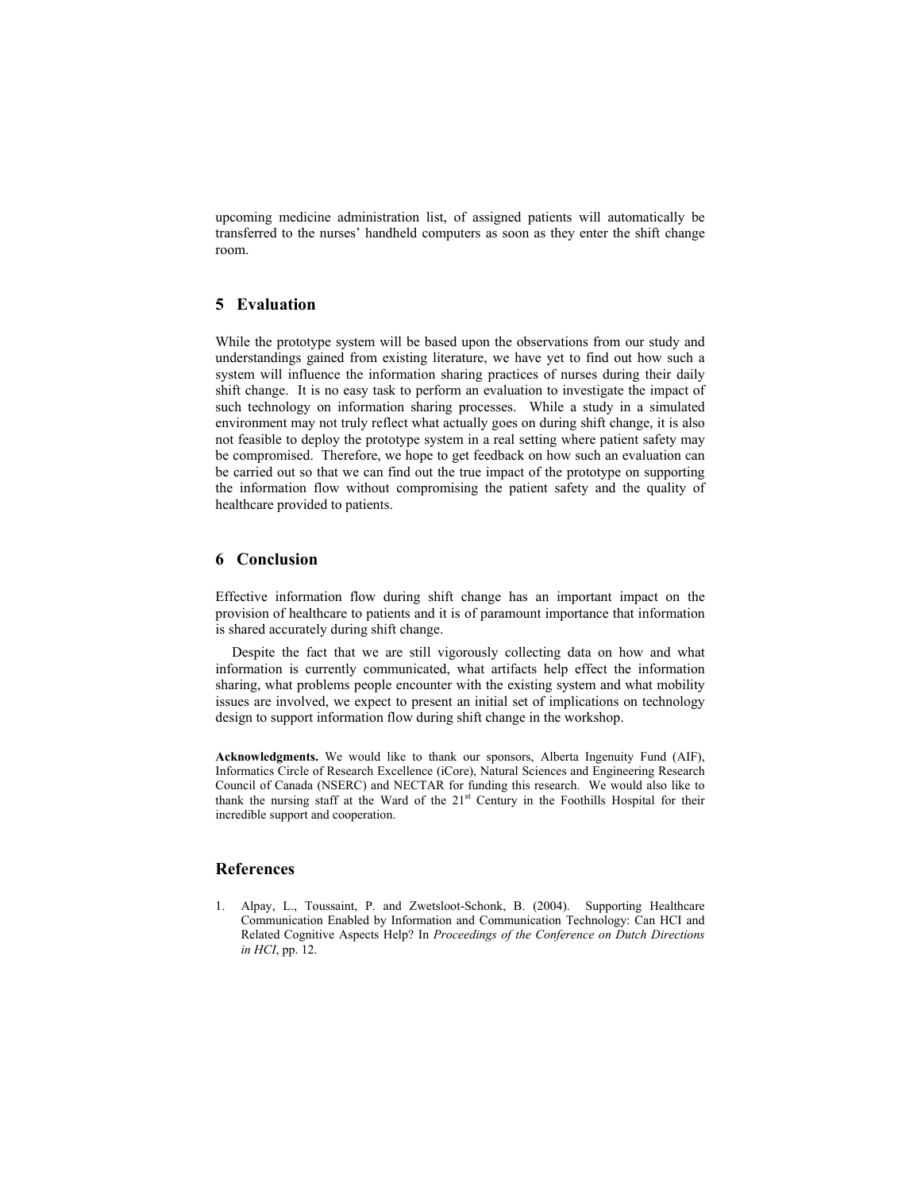upcoming medicine administration list, of assigned patients will automatically be transferred to the nurses' handheld computers as soon as they enter the shift change room.

## 5 Evaluation

While the prototype system will be based upon the observations from our study and understandings gained from existing literature, we have yet to find out how such a system will influence the information sharing practices of nurses during their daily shift change. It is no easy task to perform an evaluation to investigate the impact of such technology on information sharing processes. While a study in a simulated environment may not truly reflect what actually goes on during shift change, it is also not feasible to deploy the prototype system in a real setting where patient safety may be compromised. Therefore, we hope to get feedback on how such an evaluation can be carried out so that we can find out the true impact of the prototype on supporting the information flow without compromising the patient safety and the quality of healthcare provided to patients.

## 6 Conclusion

Effective information flow during shift change has an important impact on the provision of healthcare to patients and it is of paramount importance that information is shared accurately during shift change.

Despite the fact that we are still vigorously collecting data on how and what information is currently communicated, what artifacts help effect the information sharing, what problems people encounter with the existing system and what mobility issues are involved, we expect to present an initial set of implications on technology design to support information flow during shift change in the workshop.

**Acknowledgments.** We would like to thank our sponsors, Alberta Ingenuity Fund (AIF), Informatics Circle of Research Excellence (iCore), Natural Sciences and Engineering Research Council of Canada (NSERC) and NECTAR for funding this research. We would also like to thank the nursing staff at the Ward of the 21st Century in the Foothills Hospital for their incredible support and cooperation.

## References

1. Alpay, L., Toussaint, P. and Zwetsloot-Schonk, B. (2004). Supporting Healthcare Communication Enabled by Information and Communication Technology: Can HCI and Related Cognitive Aspects Help? In *Proceedings of the Conference on Dutch Directions in HCI*, pp. 12.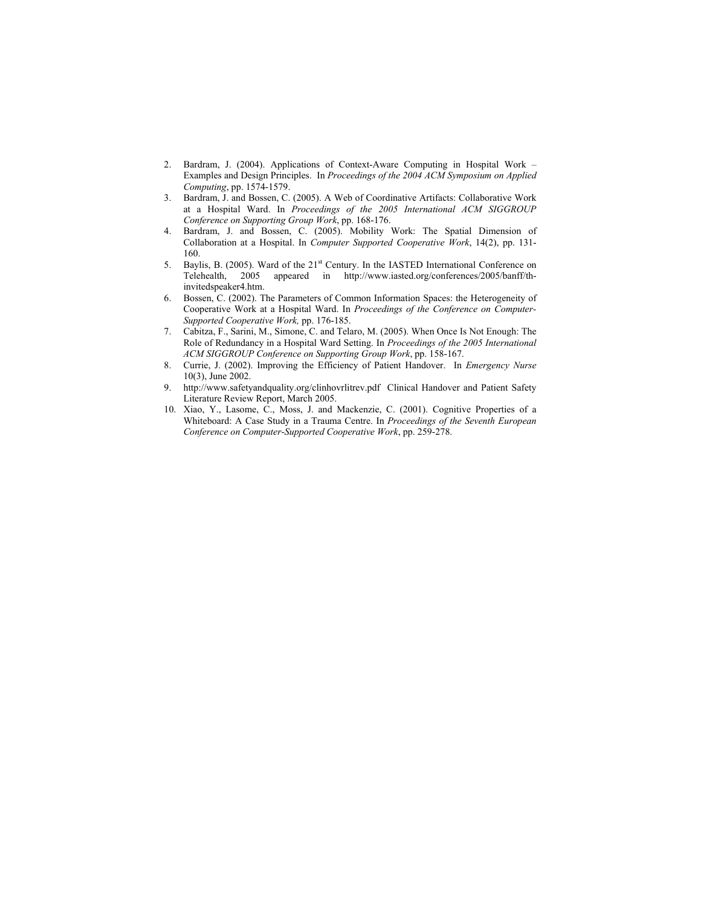2. Bardram, J. (2004). Applications of Context-Aware Computing in Hospital Work – Examples and Design Principles. In *Proceedings of the 2004 ACM Symposium on Applied Computing*, pp. 1574-1579.
3. Bardram, J. and Bossen, C. (2005). A Web of Coordinative Artifacts: Collaborative Work at a Hospital Ward. In *Proceedings of the 2005 International ACM SIGGROUP Conference on Supporting Group Work*, pp. 168-176.
4. Bardram, J. and Bossen, C. (2005). Mobility Work: The Spatial Dimension of Collaboration at a Hospital. In *Computer Supported Cooperative Work*, 14(2), pp. 131-160.
5. Baylis, B. (2005). Ward of the 21st Century. In the IASTED International Conference on Telehealth, 2005 appeared in http://www.iasted.org/conferences/2005/banff/th-invitedspeaker4.htm.
6. Bossen, C. (2002). The Parameters of Common Information Spaces: the Heterogeneity of Cooperative Work at a Hospital Ward. In *Proceedings of the Conference on Computer-Supported Cooperative Work,* pp. 176-185.
7. Cabitza, F., Sarini, M., Simone, C. and Telaro, M. (2005). When Once Is Not Enough: The Role of Redundancy in a Hospital Ward Setting. In *Proceedings of the 2005 International ACM SIGGROUP Conference on Supporting Group Work*, pp. 158-167.
8. Currie, J. (2002). Improving the Efficiency of Patient Handover. In *Emergency Nurse* 10(3), June 2002.
9. http://www.safetyandquality.org/clinhovrlitrev.pdf Clinical Handover and Patient Safety Literature Review Report, March 2005.
10. Xiao, Y., Lasome, C., Moss, J. and Mackenzie, C. (2001). Cognitive Properties of a Whiteboard: A Case Study in a Trauma Centre. In *Proceedings of the Seventh European Conference on Computer-Supported Cooperative Work*, pp. 259-278.